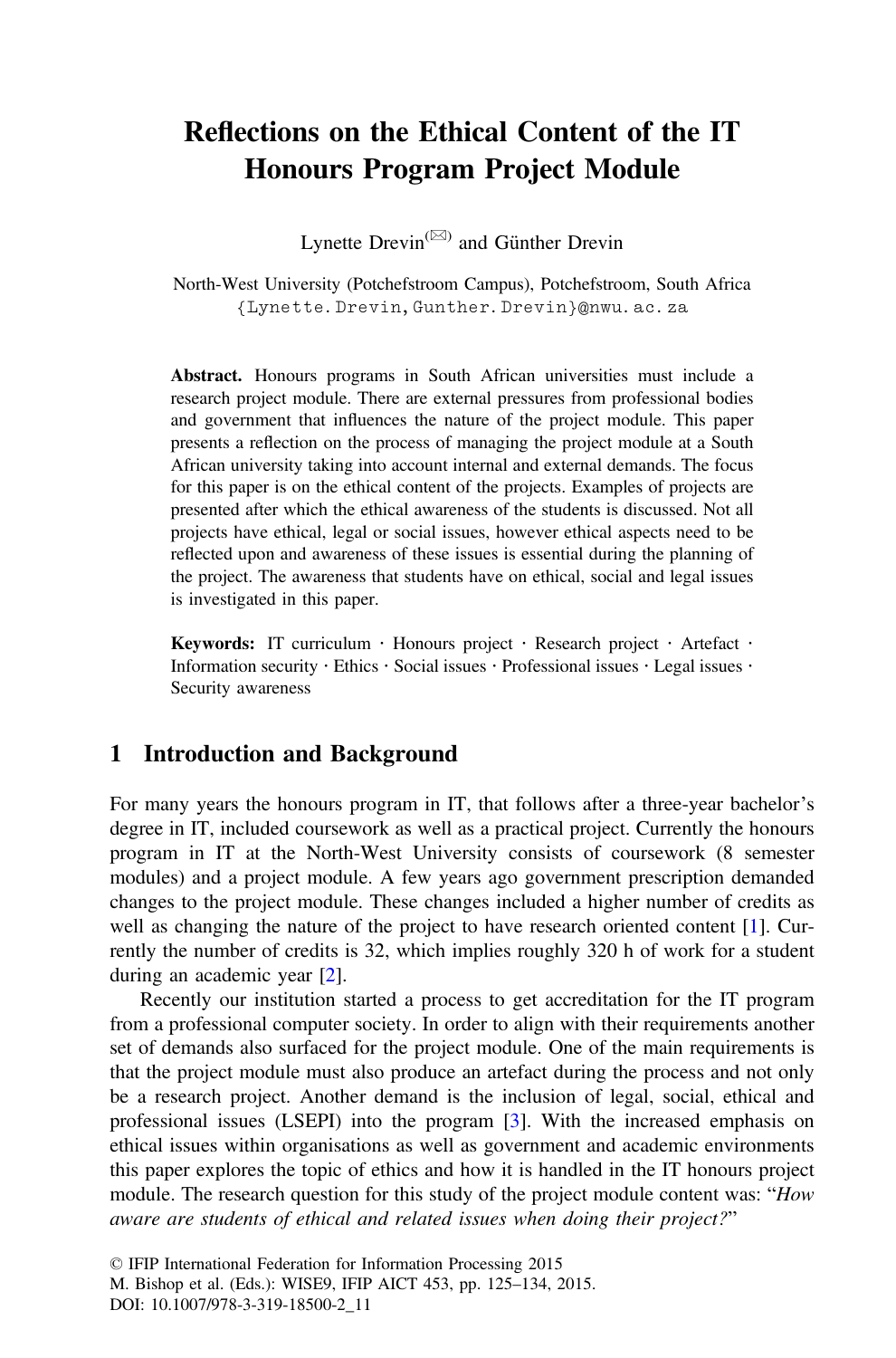# Reflections on the Ethical Content of the IT Honours Program Project Module

Lynette Drevin[(✉)] and Günther Drevin

North-West University (Potchefstroom Campus), Potchefstroom, South Africa
{Lynette.Drevin,Gunther.Drevin}@nwu.ac.za

**Abstract.** Honours programs in South African universities must include a research project module. There are external pressures from professional bodies and government that influences the nature of the project module. This paper presents a reflection on the process of managing the project module at a South African university taking into account internal and external demands. The focus for this paper is on the ethical content of the projects. Examples of projects are presented after which the ethical awareness of the students is discussed. Not all projects have ethical, legal or social issues, however ethical aspects need to be reflected upon and awareness of these issues is essential during the planning of the project. The awareness that students have on ethical, social and legal issues is investigated in this paper.

**Keywords:** IT curriculum · Honours project · Research project · Artefact · Information security · Ethics · Social issues · Professional issues · Legal issues · Security awareness

## 1 Introduction and Background

For many years the honours program in IT, that follows after a three-year bachelor's degree in IT, included coursework as well as a practical project. Currently the honours program in IT at the North-West University consists of coursework (8 semester modules) and a project module. A few years ago government prescription demanded changes to the project module. These changes included a higher number of credits as well as changing the nature of the project to have research oriented content [1]. Currently the number of credits is 32, which implies roughly 320 h of work for a student during an academic year [2].

Recently our institution started a process to get accreditation for the IT program from a professional computer society. In order to align with their requirements another set of demands also surfaced for the project module. One of the main requirements is that the project module must also produce an artefact during the process and not only be a research project. Another demand is the inclusion of legal, social, ethical and professional issues (LSEPI) into the program [3]. With the increased emphasis on ethical issues within organisations as well as government and academic environments this paper explores the topic of ethics and how it is handled in the IT honours project module. The research question for this study of the project module content was: "*How aware are students of ethical and related issues when doing their project?*"

© IFIP International Federation for Information Processing 2015
M. Bishop et al. (Eds.): WISE9, IFIP AICT 453, pp. 125–134, 2015.
DOI: 10.1007/978-3-319-18500-2_11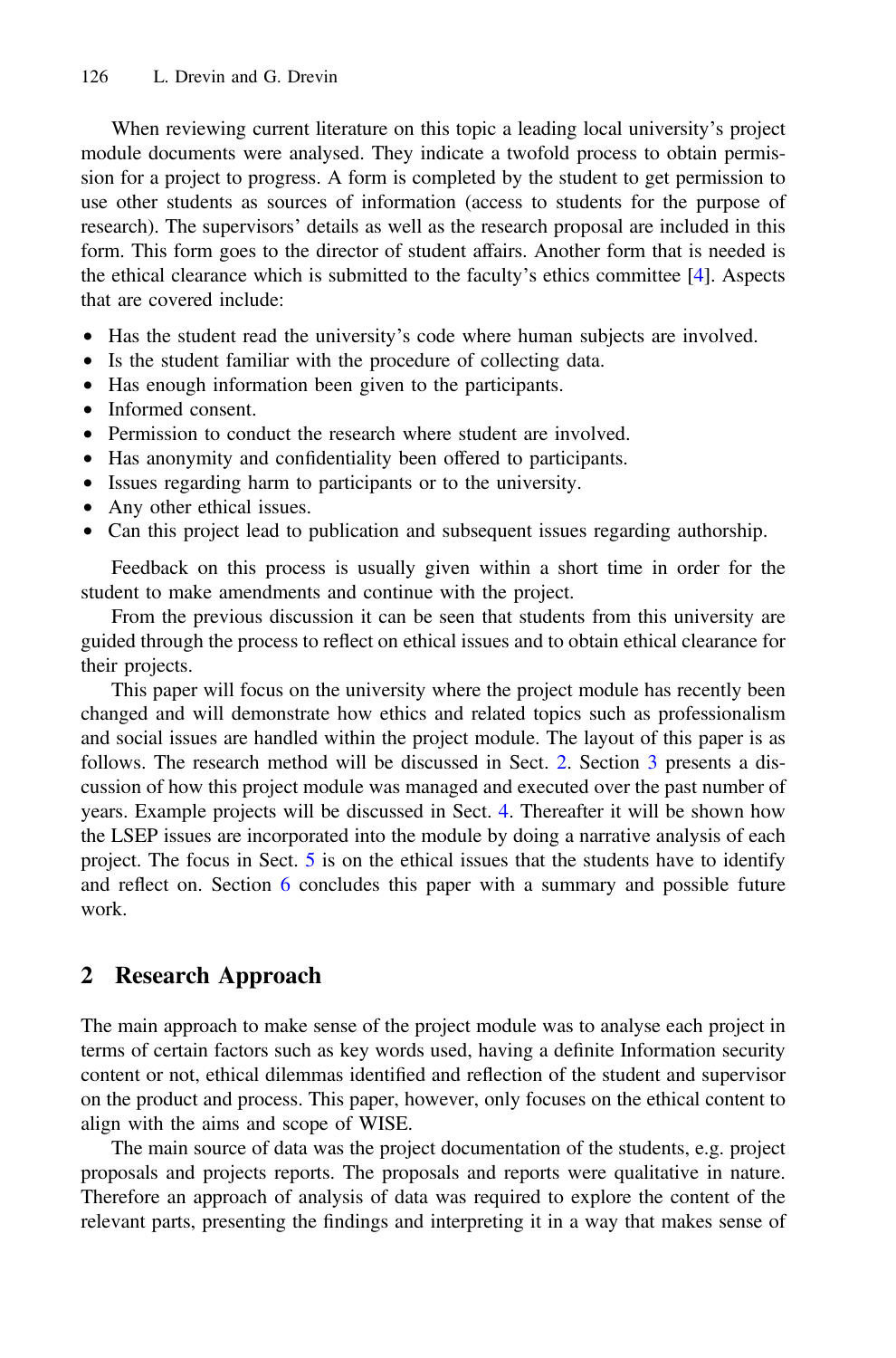When reviewing current literature on this topic a leading local university's project module documents were analysed. They indicate a twofold process to obtain permission for a project to progress. A form is completed by the student to get permission to use other students as sources of information (access to students for the purpose of research). The supervisors' details as well as the research proposal are included in this form. This form goes to the director of student affairs. Another form that is needed is the ethical clearance which is submitted to the faculty's ethics committee [4]. Aspects that are covered include:

- Has the student read the university's code where human subjects are involved.
- Is the student familiar with the procedure of collecting data.
- Has enough information been given to the participants.
- Informed consent.
- Permission to conduct the research where student are involved.
- Has anonymity and confidentiality been offered to participants.
- Issues regarding harm to participants or to the university.
- Any other ethical issues.
- Can this project lead to publication and subsequent issues regarding authorship.

Feedback on this process is usually given within a short time in order for the student to make amendments and continue with the project.

From the previous discussion it can be seen that students from this university are guided through the process to reflect on ethical issues and to obtain ethical clearance for their projects.

This paper will focus on the university where the project module has recently been changed and will demonstrate how ethics and related topics such as professionalism and social issues are handled within the project module. The layout of this paper is as follows. The research method will be discussed in Sect. 2. Section 3 presents a discussion of how this project module was managed and executed over the past number of years. Example projects will be discussed in Sect. 4. Thereafter it will be shown how the LSEP issues are incorporated into the module by doing a narrative analysis of each project. The focus in Sect. 5 is on the ethical issues that the students have to identify and reflect on. Section 6 concludes this paper with a summary and possible future work.

## 2 Research Approach

The main approach to make sense of the project module was to analyse each project in terms of certain factors such as key words used, having a definite Information security content or not, ethical dilemmas identified and reflection of the student and supervisor on the product and process. This paper, however, only focuses on the ethical content to align with the aims and scope of WISE.

The main source of data was the project documentation of the students, e.g. project proposals and projects reports. The proposals and reports were qualitative in nature. Therefore an approach of analysis of data was required to explore the content of the relevant parts, presenting the findings and interpreting it in a way that makes sense of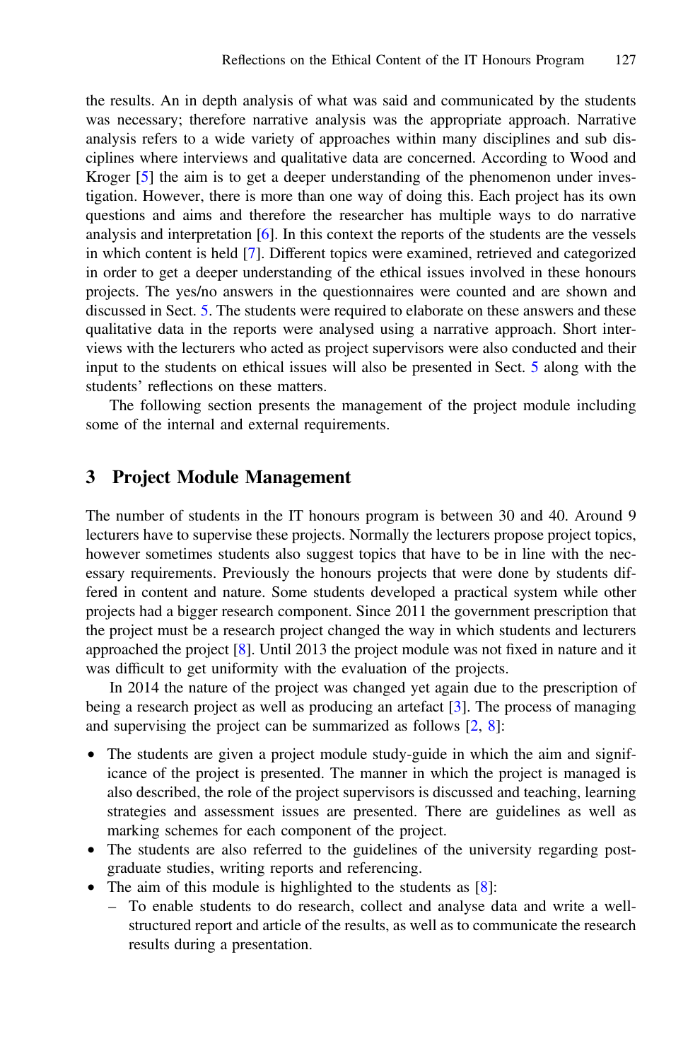the results. An in depth analysis of what was said and communicated by the students was necessary; therefore narrative analysis was the appropriate approach. Narrative analysis refers to a wide variety of approaches within many disciplines and sub disciplines where interviews and qualitative data are concerned. According to Wood and Kroger [5] the aim is to get a deeper understanding of the phenomenon under investigation. However, there is more than one way of doing this. Each project has its own questions and aims and therefore the researcher has multiple ways to do narrative analysis and interpretation [6]. In this context the reports of the students are the vessels in which content is held [7]. Different topics were examined, retrieved and categorized in order to get a deeper understanding of the ethical issues involved in these honours projects. The yes/no answers in the questionnaires were counted and are shown and discussed in Sect. 5. The students were required to elaborate on these answers and these qualitative data in the reports were analysed using a narrative approach. Short interviews with the lecturers who acted as project supervisors were also conducted and their input to the students on ethical issues will also be presented in Sect. 5 along with the students' reflections on these matters.

The following section presents the management of the project module including some of the internal and external requirements.

## 3 Project Module Management

The number of students in the IT honours program is between 30 and 40. Around 9 lecturers have to supervise these projects. Normally the lecturers propose project topics, however sometimes students also suggest topics that have to be in line with the necessary requirements. Previously the honours projects that were done by students differed in content and nature. Some students developed a practical system while other projects had a bigger research component. Since 2011 the government prescription that the project must be a research project changed the way in which students and lecturers approached the project [8]. Until 2013 the project module was not fixed in nature and it was difficult to get uniformity with the evaluation of the projects.

In 2014 the nature of the project was changed yet again due to the prescription of being a research project as well as producing an artefact [3]. The process of managing and supervising the project can be summarized as follows [2, 8]:

- The students are given a project module study-guide in which the aim and significance of the project is presented. The manner in which the project is managed is also described, the role of the project supervisors is discussed and teaching, learning strategies and assessment issues are presented. There are guidelines as well as marking schemes for each component of the project.
- The students are also referred to the guidelines of the university regarding postgraduate studies, writing reports and referencing.
- The aim of this module is highlighted to the students as [8]:
  - To enable students to do research, collect and analyse data and write a well-structured report and article of the results, as well as to communicate the research results during a presentation.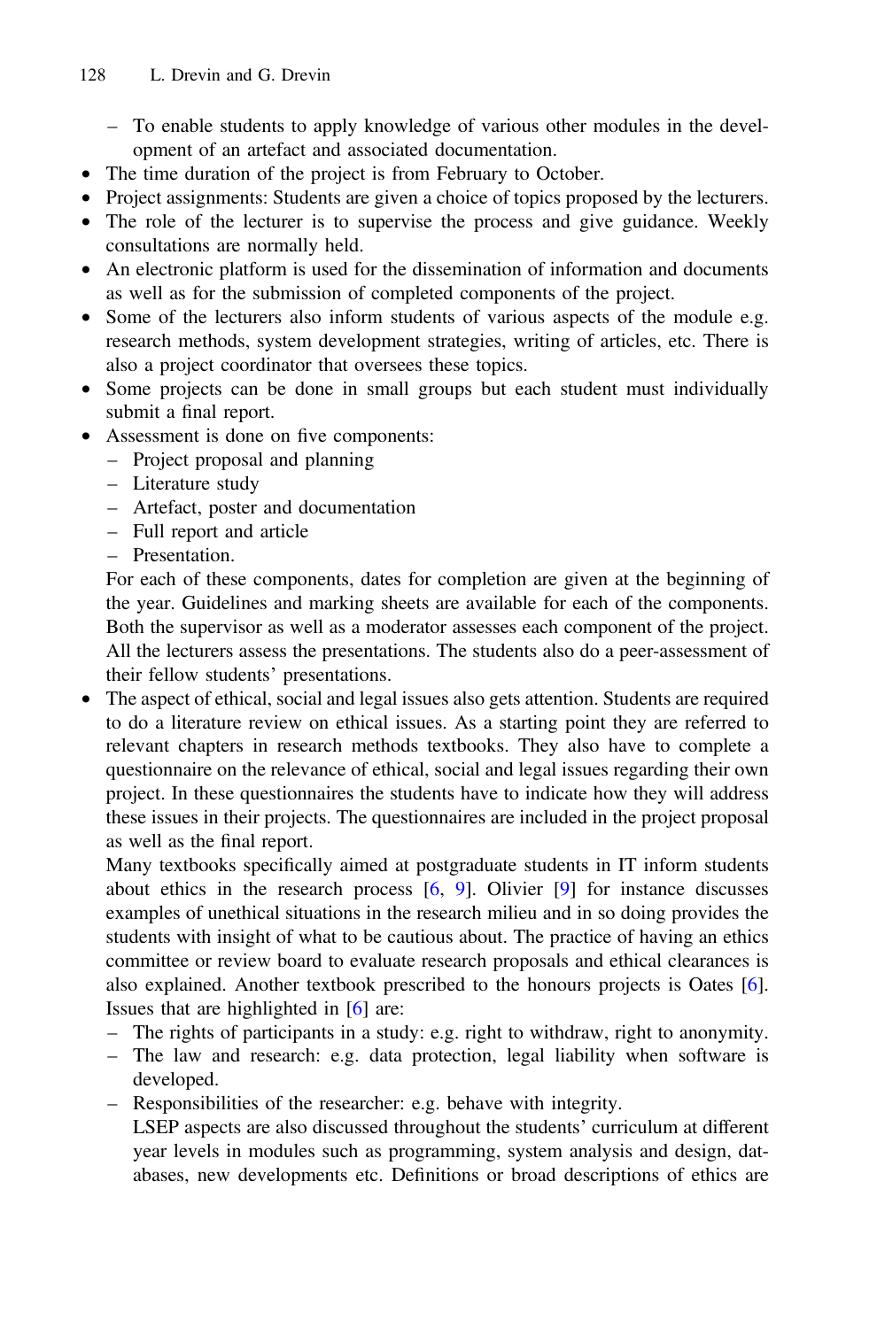- To enable students to apply knowledge of various other modules in the development of an artefact and associated documentation.
- The time duration of the project is from February to October.
- Project assignments: Students are given a choice of topics proposed by the lecturers.
- The role of the lecturer is to supervise the process and give guidance. Weekly consultations are normally held.
- An electronic platform is used for the dissemination of information and documents as well as for the submission of completed components of the project.
- Some of the lecturers also inform students of various aspects of the module e.g. research methods, system development strategies, writing of articles, etc. There is also a project coordinator that oversees these topics.
- Some projects can be done in small groups but each student must individually submit a final report.
- Assessment is done on five components:
  - Project proposal and planning
  - Literature study
  - Artefact, poster and documentation
  - Full report and article
  - Presentation.

  For each of these components, dates for completion are given at the beginning of the year. Guidelines and marking sheets are available for each of the components. Both the supervisor as well as a moderator assesses each component of the project. All the lecturers assess the presentations. The students also do a peer-assessment of their fellow students' presentations.
- The aspect of ethical, social and legal issues also gets attention. Students are required to do a literature review on ethical issues. As a starting point they are referred to relevant chapters in research methods textbooks. They also have to complete a questionnaire on the relevance of ethical, social and legal issues regarding their own project. In these questionnaires the students have to indicate how they will address these issues in their projects. The questionnaires are included in the project proposal as well as the final report.

  Many textbooks specifically aimed at postgraduate students in IT inform students about ethics in the research process [6, 9]. Olivier [9] for instance discusses examples of unethical situations in the research milieu and in so doing provides the students with insight of what to be cautious about. The practice of having an ethics committee or review board to evaluate research proposals and ethical clearances is also explained. Another textbook prescribed to the honours projects is Oates [6]. Issues that are highlighted in [6] are:
  - The rights of participants in a study: e.g. right to withdraw, right to anonymity.
  - The law and research: e.g. data protection, legal liability when software is developed.
  - Responsibilities of the researcher: e.g. behave with integrity.

  LSEP aspects are also discussed throughout the students' curriculum at different year levels in modules such as programming, system analysis and design, databases, new developments etc. Definitions or broad descriptions of ethics are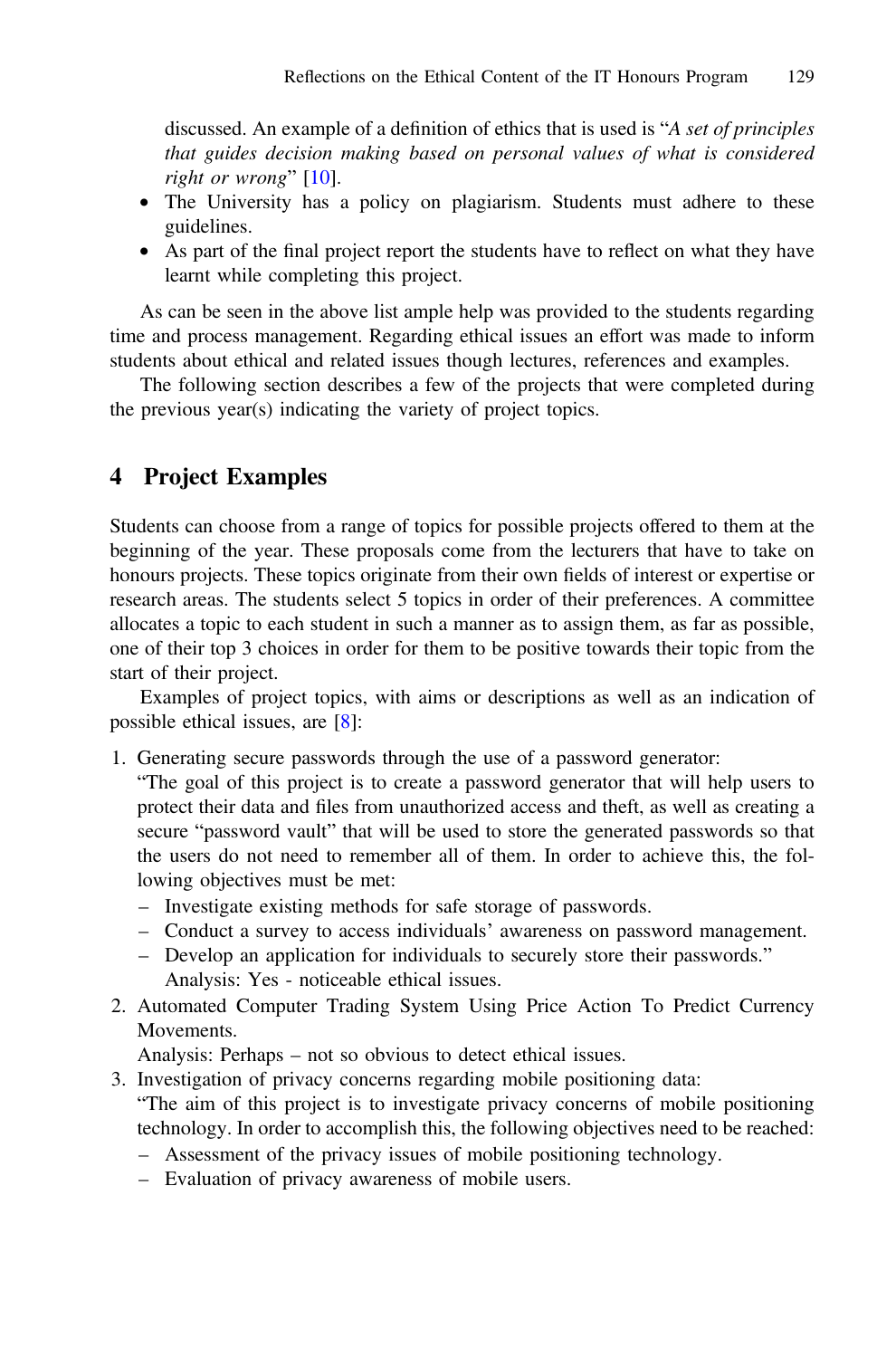discussed. An example of a definition of ethics that is used is "*A set of principles that guides decision making based on personal values of what is considered right or wrong*" [10].

- The University has a policy on plagiarism. Students must adhere to these guidelines.
- As part of the final project report the students have to reflect on what they have learnt while completing this project.

As can be seen in the above list ample help was provided to the students regarding time and process management. Regarding ethical issues an effort was made to inform students about ethical and related issues though lectures, references and examples.

The following section describes a few of the projects that were completed during the previous year(s) indicating the variety of project topics.

## 4 Project Examples

Students can choose from a range of topics for possible projects offered to them at the beginning of the year. These proposals come from the lecturers that have to take on honours projects. These topics originate from their own fields of interest or expertise or research areas. The students select 5 topics in order of their preferences. A committee allocates a topic to each student in such a manner as to assign them, as far as possible, one of their top 3 choices in order for them to be positive towards their topic from the start of their project.

Examples of project topics, with aims or descriptions as well as an indication of possible ethical issues, are [8]:

1. Generating secure passwords through the use of a password generator:
   "The goal of this project is to create a password generator that will help users to protect their data and files from unauthorized access and theft, as well as creating a secure "password vault" that will be used to store the generated passwords so that the users do not need to remember all of them. In order to achieve this, the following objectives must be met:
   - Investigate existing methods for safe storage of passwords.
   - Conduct a survey to access individuals' awareness on password management.
   - Develop an application for individuals to securely store their passwords."
     Analysis: Yes - noticeable ethical issues.
2. Automated Computer Trading System Using Price Action To Predict Currency Movements.
   Analysis: Perhaps – not so obvious to detect ethical issues.
3. Investigation of privacy concerns regarding mobile positioning data:
   "The aim of this project is to investigate privacy concerns of mobile positioning technology. In order to accomplish this, the following objectives need to be reached:
   - Assessment of the privacy issues of mobile positioning technology.
   - Evaluation of privacy awareness of mobile users.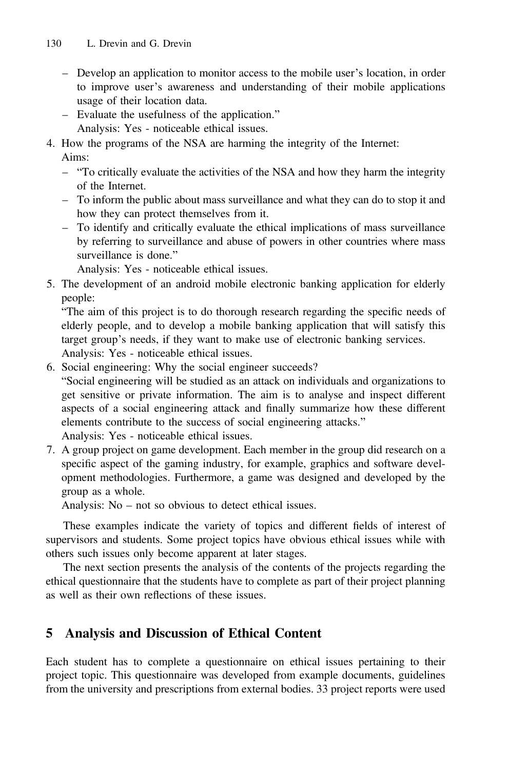- Develop an application to monitor access to the mobile user's location, in order to improve user's awareness and understanding of their mobile applications usage of their location data.
   - Evaluate the usefulness of the application."

   Analysis: Yes - noticeable ethical issues.

4. How the programs of the NSA are harming the integrity of the Internet:
   Aims:
   - "To critically evaluate the activities of the NSA and how they harm the integrity of the Internet.
   - To inform the public about mass surveillance and what they can do to stop it and how they can protect themselves from it.
   - To identify and critically evaluate the ethical implications of mass surveillance by referring to surveillance and abuse of powers in other countries where mass surveillance is done."

   Analysis: Yes - noticeable ethical issues.

5. The development of an android mobile electronic banking application for elderly people:
   "The aim of this project is to do thorough research regarding the specific needs of elderly people, and to develop a mobile banking application that will satisfy this target group's needs, if they want to make use of electronic banking services.
   Analysis: Yes - noticeable ethical issues.

6. Social engineering: Why the social engineer succeeds?
   "Social engineering will be studied as an attack on individuals and organizations to get sensitive or private information. The aim is to analyse and inspect different aspects of a social engineering attack and finally summarize how these different elements contribute to the success of social engineering attacks."
   Analysis: Yes - noticeable ethical issues.

7. A group project on game development. Each member in the group did research on a specific aspect of the gaming industry, for example, graphics and software development methodologies. Furthermore, a game was designed and developed by the group as a whole.
   Analysis: No – not so obvious to detect ethical issues.

These examples indicate the variety of topics and different fields of interest of supervisors and students. Some project topics have obvious ethical issues while with others such issues only become apparent at later stages.

The next section presents the analysis of the contents of the projects regarding the ethical questionnaire that the students have to complete as part of their project planning as well as their own reflections of these issues.

## 5 Analysis and Discussion of Ethical Content

Each student has to complete a questionnaire on ethical issues pertaining to their project topic. This questionnaire was developed from example documents, guidelines from the university and prescriptions from external bodies. 33 project reports were used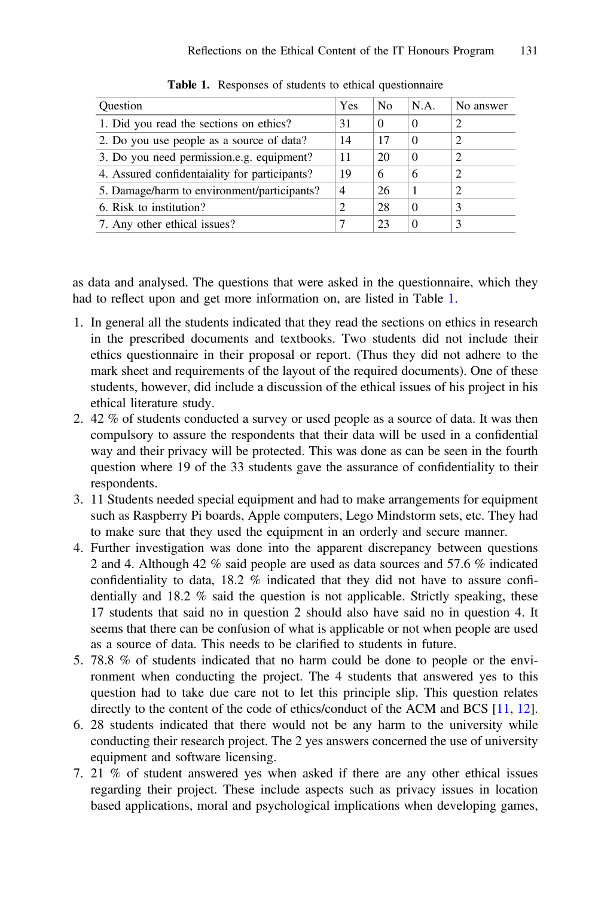**Table 1.** Responses of students to ethical questionnaire

| Question | Yes | No | N.A. | No answer |
|---|---|---|---|---|
| 1. Did you read the sections on ethics? | 31 | 0 | 0 | 2 |
| 2. Do you use people as a source of data? | 14 | 17 | 0 | 2 |
| 3. Do you need permission.e.g. equipment? | 11 | 20 | 0 | 2 |
| 4. Assured confidentaiality for participants? | 19 | 6 | 6 | 2 |
| 5. Damage/harm to environment/participants? | 4 | 26 | 1 | 2 |
| 6. Risk to institution? | 2 | 28 | 0 | 3 |
| 7. Any other ethical issues? | 7 | 23 | 0 | 3 |

as data and analysed. The questions that were asked in the questionnaire, which they had to reflect upon and get more information on, are listed in Table 1.

1. In general all the students indicated that they read the sections on ethics in research in the prescribed documents and textbooks. Two students did not include their ethics questionnaire in their proposal or report. (Thus they did not adhere to the mark sheet and requirements of the layout of the required documents). One of these students, however, did include a discussion of the ethical issues of his project in his ethical literature study.
2. 42 % of students conducted a survey or used people as a source of data. It was then compulsory to assure the respondents that their data will be used in a confidential way and their privacy will be protected. This was done as can be seen in the fourth question where 19 of the 33 students gave the assurance of confidentiality to their respondents.
3. 11 Students needed special equipment and had to make arrangements for equipment such as Raspberry Pi boards, Apple computers, Lego Mindstorm sets, etc. They had to make sure that they used the equipment in an orderly and secure manner.
4. Further investigation was done into the apparent discrepancy between questions 2 and 4. Although 42 % said people are used as data sources and 57.6 % indicated confidentiality to data, 18.2 % indicated that they did not have to assure confidentially and 18.2 % said the question is not applicable. Strictly speaking, these 17 students that said no in question 2 should also have said no in question 4. It seems that there can be confusion of what is applicable or not when people are used as a source of data. This needs to be clarified to students in future.
5. 78.8 % of students indicated that no harm could be done to people or the environment when conducting the project. The 4 students that answered yes to this question had to take due care not to let this principle slip. This question relates directly to the content of the code of ethics/conduct of the ACM and BCS [11, 12].
6. 28 students indicated that there would not be any harm to the university while conducting their research project. The 2 yes answers concerned the use of university equipment and software licensing.
7. 21 % of student answered yes when asked if there are any other ethical issues regarding their project. These include aspects such as privacy issues in location based applications, moral and psychological implications when developing games,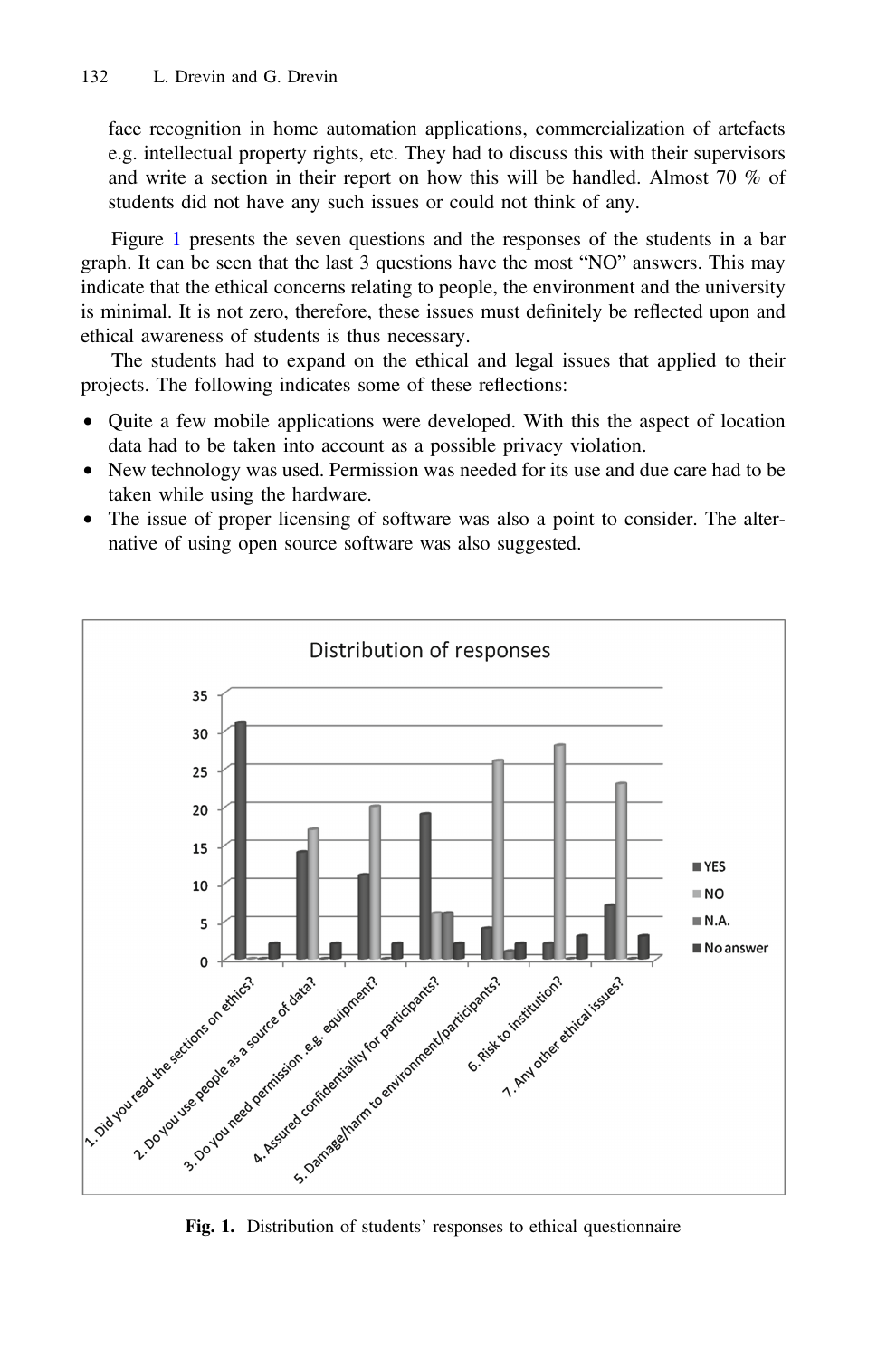face recognition in home automation applications, commercialization of artefacts e.g. intellectual property rights, etc. They had to discuss this with their supervisors and write a section in their report on how this will be handled. Almost 70 % of students did not have any such issues or could not think of any.

Figure 1 presents the seven questions and the responses of the students in a bar graph. It can be seen that the last 3 questions have the most "NO" answers. This may indicate that the ethical concerns relating to people, the environment and the university is minimal. It is not zero, therefore, these issues must definitely be reflected upon and ethical awareness of students is thus necessary.

The students had to expand on the ethical and legal issues that applied to their projects. The following indicates some of these reflections:

- Quite a few mobile applications were developed. With this the aspect of location data had to be taken into account as a possible privacy violation.
- New technology was used. Permission was needed for its use and due care had to be taken while using the hardware.
- The issue of proper licensing of software was also a point to consider. The alternative of using open source software was also suggested.

**Fig. 1.** Distribution of students' responses to ethical questionnaire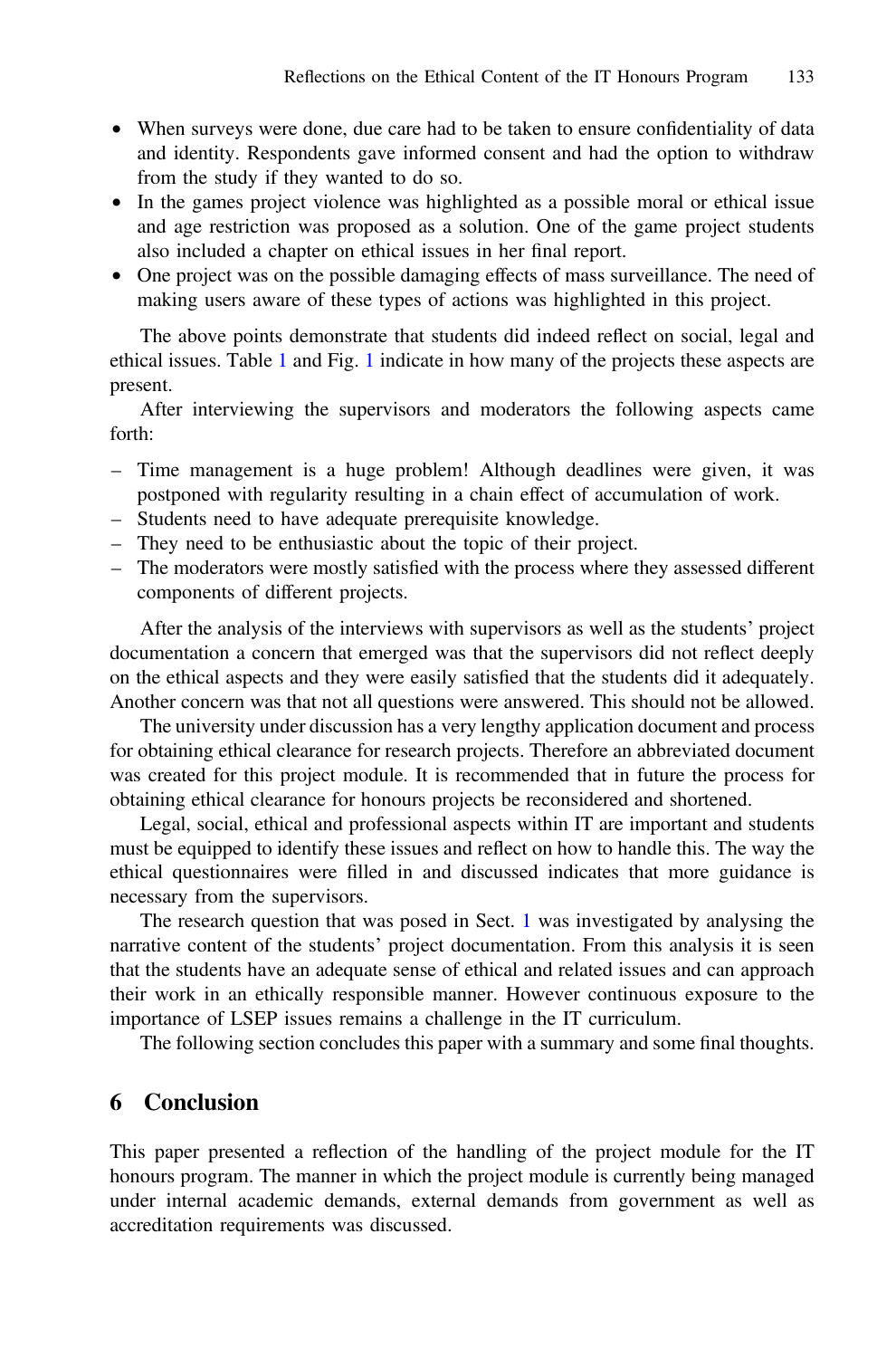- When surveys were done, due care had to be taken to ensure confidentiality of data and identity. Respondents gave informed consent and had the option to withdraw from the study if they wanted to do so.
- In the games project violence was highlighted as a possible moral or ethical issue and age restriction was proposed as a solution. One of the game project students also included a chapter on ethical issues in her final report.
- One project was on the possible damaging effects of mass surveillance. The need of making users aware of these types of actions was highlighted in this project.

The above points demonstrate that students did indeed reflect on social, legal and ethical issues. Table 1 and Fig. 1 indicate in how many of the projects these aspects are present.

After interviewing the supervisors and moderators the following aspects came forth:

- Time management is a huge problem! Although deadlines were given, it was postponed with regularity resulting in a chain effect of accumulation of work.
- Students need to have adequate prerequisite knowledge.
- They need to be enthusiastic about the topic of their project.
- The moderators were mostly satisfied with the process where they assessed different components of different projects.

After the analysis of the interviews with supervisors as well as the students' project documentation a concern that emerged was that the supervisors did not reflect deeply on the ethical aspects and they were easily satisfied that the students did it adequately. Another concern was that not all questions were answered. This should not be allowed.

The university under discussion has a very lengthy application document and process for obtaining ethical clearance for research projects. Therefore an abbreviated document was created for this project module. It is recommended that in future the process for obtaining ethical clearance for honours projects be reconsidered and shortened.

Legal, social, ethical and professional aspects within IT are important and students must be equipped to identify these issues and reflect on how to handle this. The way the ethical questionnaires were filled in and discussed indicates that more guidance is necessary from the supervisors.

The research question that was posed in Sect. 1 was investigated by analysing the narrative content of the students' project documentation. From this analysis it is seen that the students have an adequate sense of ethical and related issues and can approach their work in an ethically responsible manner. However continuous exposure to the importance of LSEP issues remains a challenge in the IT curriculum.

The following section concludes this paper with a summary and some final thoughts.

## 6 Conclusion

This paper presented a reflection of the handling of the project module for the IT honours program. The manner in which the project module is currently being managed under internal academic demands, external demands from government as well as accreditation requirements was discussed.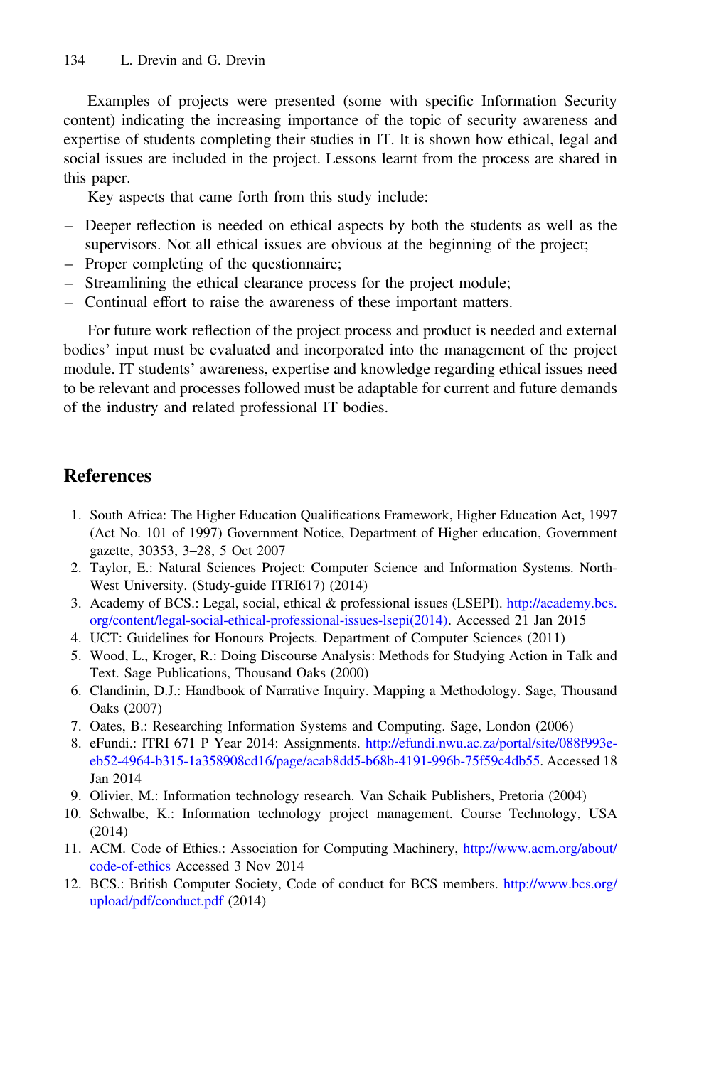Examples of projects were presented (some with specific Information Security content) indicating the increasing importance of the topic of security awareness and expertise of students completing their studies in IT. It is shown how ethical, legal and social issues are included in the project. Lessons learnt from the process are shared in this paper.

Key aspects that came forth from this study include:

- Deeper reflection is needed on ethical aspects by both the students as well as the supervisors. Not all ethical issues are obvious at the beginning of the project;
- Proper completing of the questionnaire;
- Streamlining the ethical clearance process for the project module;
- Continual effort to raise the awareness of these important matters.

For future work reflection of the project process and product is needed and external bodies' input must be evaluated and incorporated into the management of the project module. IT students' awareness, expertise and knowledge regarding ethical issues need to be relevant and processes followed must be adaptable for current and future demands of the industry and related professional IT bodies.

## References

1. South Africa: The Higher Education Qualifications Framework, Higher Education Act, 1997 (Act No. 101 of 1997) Government Notice, Department of Higher education, Government gazette, 30353, 3–28, 5 Oct 2007
2. Taylor, E.: Natural Sciences Project: Computer Science and Information Systems. North-West University. (Study-guide ITRI617) (2014)
3. Academy of BCS.: Legal, social, ethical & professional issues (LSEPI). http://academy.bcs.org/content/legal-social-ethical-professional-issues-lsepi(2014). Accessed 21 Jan 2015
4. UCT: Guidelines for Honours Projects. Department of Computer Sciences (2011)
5. Wood, L., Kroger, R.: Doing Discourse Analysis: Methods for Studying Action in Talk and Text. Sage Publications, Thousand Oaks (2000)
6. Clandinin, D.J.: Handbook of Narrative Inquiry. Mapping a Methodology. Sage, Thousand Oaks (2007)
7. Oates, B.: Researching Information Systems and Computing. Sage, London (2006)
8. eFundi.: ITRI 671 P Year 2014: Assignments. http://efundi.nwu.ac.za/portal/site/088f993e-eb52-4964-b315-1a358908cd16/page/acab8dd5-b68b-4191-996b-75f59c4db55. Accessed 18 Jan 2014
9. Olivier, M.: Information technology research. Van Schaik Publishers, Pretoria (2004)
10. Schwalbe, K.: Information technology project management. Course Technology, USA (2014)
11. ACM. Code of Ethics.: Association for Computing Machinery, http://www.acm.org/about/code-of-ethics Accessed 3 Nov 2014
12. BCS.: British Computer Society, Code of conduct for BCS members. http://www.bcs.org/upload/pdf/conduct.pdf (2014)